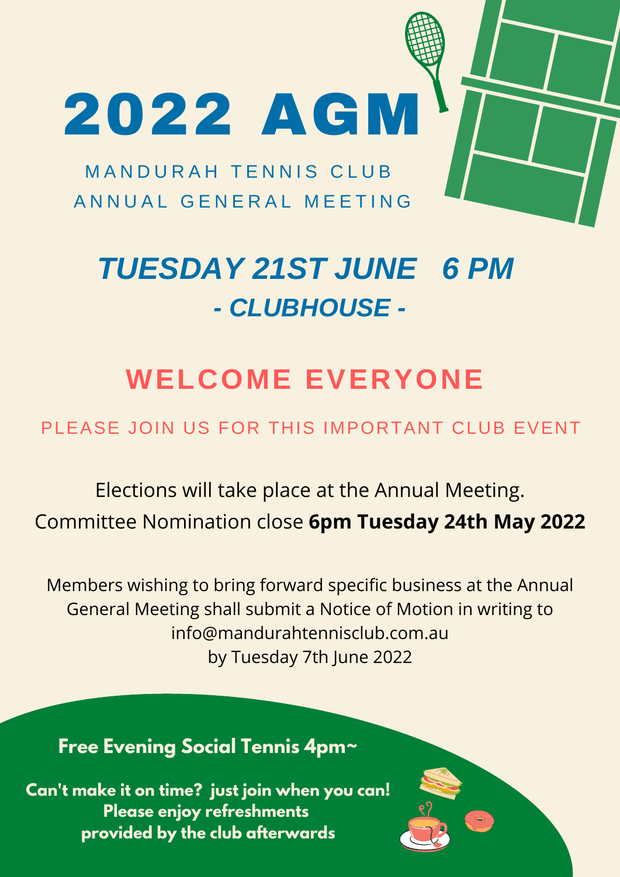# 2022 AGM

MANDURAH TENNIS CLUB
ANNUAL GENERAL MEETING

## *TUESDAY 21ST JUNE 6 PM*

### *- CLUBHOUSE -*

## WELCOME EVERYONE

PLEASE JOIN US FOR THIS IMPORTANT CLUB EVENT

Elections will take place at the Annual Meeting.
Committee Nomination close **6pm Tuesday 24th May 2022**

Members wishing to bring forward specific business at the Annual General Meeting shall submit a Notice of Motion in writing to
info@mandurahtennisclub.com.au
by Tuesday 7th June 2022

**Free Evening Social Tennis 4pm~**

**Can't make it on time? just join when you can!**
**Please enjoy refreshments provided by the club afterwards**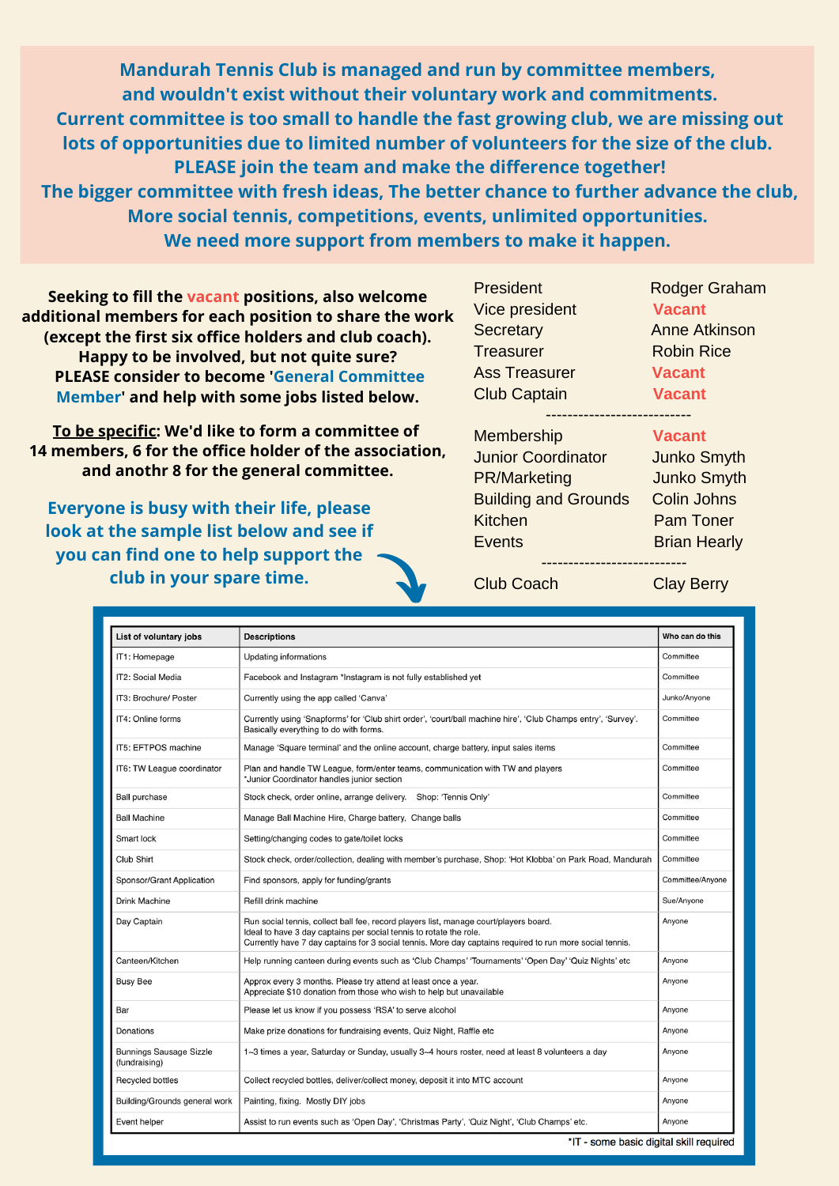**Mandurah Tennis Club is managed and run by committee members, and wouldn't exist without their voluntary work and commitments. Current committee is too small to handle the fast growing club, we are missing out lots of opportunities due to limited number of volunteers for the size of the club. PLEASE join the team and make the difference together! The bigger committee with fresh ideas, The better chance to further advance the club, More social tennis, competitions, events, unlimited opportunities. We need more support from members to make it happen.**

**Seeking to fill the vacant positions, also welcome additional members for each position to share the work (except the first six office holders and club coach). Happy to be involved, but not quite sure? PLEASE consider to become 'General Committee Member' and help with some jobs listed below.**

**To be specific: We'd like to form a committee of 14 members, 6 for the office holder of the association, and anothr 8 for the general committee.**

**Everyone is busy with their life, please look at the sample list below and see if you can find one to help support the club in your spare time.**

| | |
|---|---|
| President | Rodger Graham |
| Vice president | Vacant |
| Secretary | Anne Atkinson |
| Treasurer | Robin Rice |
| Ass Treasurer | Vacant |
| Club Captain | Vacant |
| Membership | Vacant |
| Junior Coordinator | Junko Smyth |
| PR/Marketing | Junko Smyth |
| Building and Grounds | Colin Johns |
| Kitchen | Pam Toner |
| Events | Brian Hearly |
| Club Coach | Clay Berry |

| List of voluntary jobs | Descriptions | Who can do this |
|---|---|---|
| IT1: Homepage | Updating informations | Committee |
| IT2: Social Media | Facebook and Instagram *Instagram is not fully established yet | Committee |
| IT3: Brochure/ Poster | Currently using the app called 'Canva' | Junko/Anyone |
| IT4: Online forms | Currently using 'Snapforms' for 'Club shirt order', 'court/ball machine hire', 'Club Champs entry', 'Survey'. Basically everything to do with forms. | Committee |
| IT5: EFTPOS machine | Manage 'Square terminal' and the online account, charge battery, input sales items | Committee |
| IT6: TW League coordinator | Plan and handle TW League, form/enter teams, communication with TW and players *Junior Coordinator handles junior section | Committee |
| Ball purchase | Stock check, order online, arrange delivery. Shop: 'Tennis Only' | Committee |
| Ball Machine | Manage Ball Machine Hire, Charge battery, Change balls | Committee |
| Smart lock | Setting/changing codes to gate/toilet locks | Committee |
| Club Shirt | Stock check, order/collection, dealing with member's purchase, Shop: 'Hot Klobba' on Park Road, Mandurah | Committee |
| Sponsor/Grant Application | Find sponsors, apply for funding/grants | Committee/Anyone |
| Drink Machine | Refill drink machine | Sue/Anyone |
| Day Captain | Run social tennis, collect ball fee, record players list, manage court/players board. Ideal to have 3 day captains per social tennis to rotate the role. Currently have 7 day captains for 3 social tennis. More day captains required to run more social tennis. | Anyone |
| Canteen/Kitchen | Help running canteen during events such as 'Club Champs' 'Tournaments' 'Open Day' 'Quiz Nights' etc | Anyone |
| Busy Bee | Approx every 3 months. Please try attend at least once a year. Appreciate $10 donation from those who wish to help but unavailable | Anyone |
| Bar | Please let us know if you possess 'RSA' to serve alcohol | Anyone |
| Donations | Make prize donations for fundraising events, Quiz Night, Raffle etc | Anyone |
| Bunnings Sausage Sizzle (fundraising) | 1~3 times a year, Saturday or Sunday, usually 3~4 hours roster, need at least 8 volunteers a day | Anyone |
| Recycled bottles | Collect recycled bottles, deliver/collect money, deposit it into MTC account | Anyone |
| Building/Grounds general work | Painting, fixing. Mostly DIY jobs | Anyone |
| Event helper | Assist to run events such as 'Open Day', 'Christmas Party', 'Quiz Night', 'Club Champs' etc. | Anyone |

*IT - some basic digital skill required